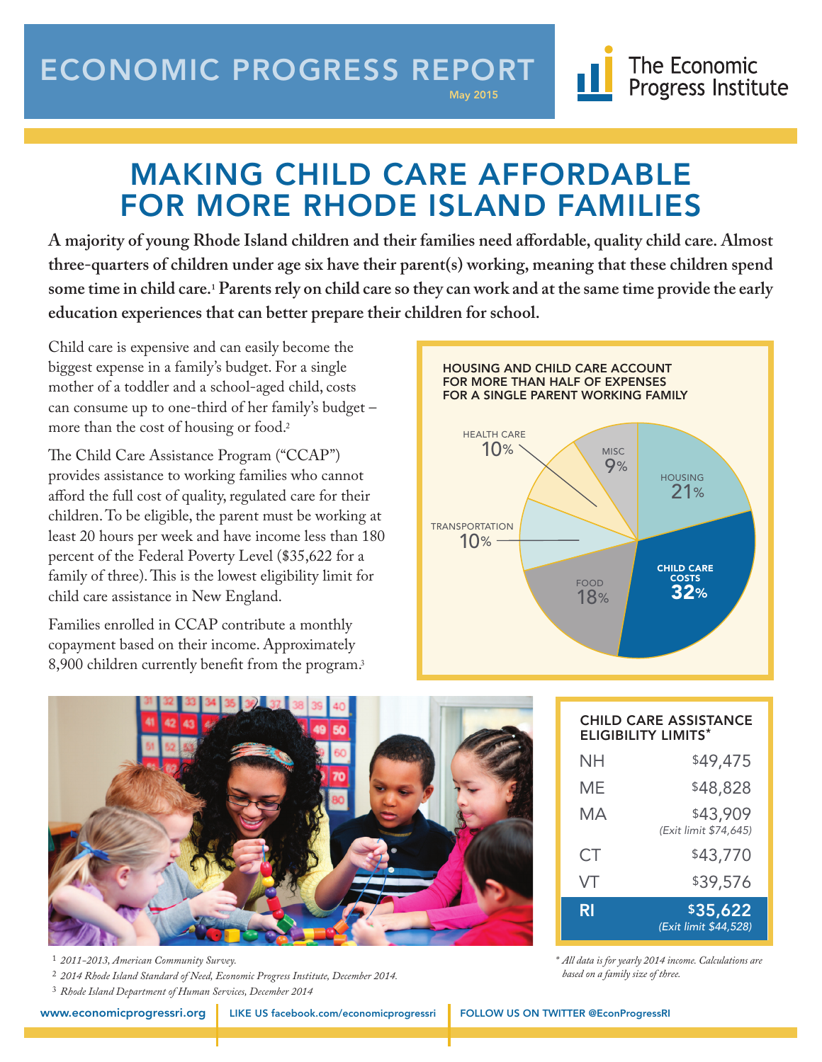ECONOMIC PROGRESS REPORT

May 2015

The Economic Progress Institute

# MAKING CHILD CARE AFFORDABLE FOR MORE RHODE ISLAND FAMILIES

**A majority of young Rhode Island children and their families need affordable, quality child care. Almost three-quarters of children under age six have their parent(s) working, meaning that these children spend some time in child care.[1] Parents rely on child care so they can work and at the same time provide the early education experiences that can better prepare their children for school.**

Child care is expensive and can easily become the biggest expense in a family's budget. For a single mother of a toddler and a school-aged child, costs can consume up to one-third of her family's budget – more than the cost of housing or food.[2]

The Child Care Assistance Program ("CCAP") provides assistance to working families who cannot afford the full cost of quality, regulated care for their children. To be eligible, the parent must be working at least 20 hours per week and have income less than 180 percent of the Federal Poverty Level ($35,622 for a family of three). This is the lowest eligibility limit for child care assistance in New England.

Families enrolled in CCAP contribute a monthly copayment based on their income. Approximately 8,900 children currently benefit from the program.[3]

**HOUSING AND CHILD CARE ACCOUNT FOR MORE THAN HALF OF EXPENSES FOR A SINGLE PARENT WORKING FAMILY**

| Expense | Share |
|---|---|
| Child care costs | 32% |
| Housing | 21% |
| Food | 18% |
| Transportation | 10% |
| Health care | 10% |
| Misc | 9% |

**CHILD CARE ASSISTANCE ELIGIBILITY LIMITS***

| State | Limit |
|---|---|
| NH | $49,475 |
| ME | $48,828 |
| MA | $43,909 (Exit limit $74,645) |
| CT | $43,770 |
| VT | $39,576 |
| **RI** | **$35,622** (Exit limit $44,528) |

*\* All data is for yearly 2014 income. Calculations are based on a family size of three.*

1 *2011-2013, American Community Survey.*

2 *2014 Rhode Island Standard of Need, Economic Progress Institute, December 2014.*

3 *Rhode Island Department of Human Services, December 2014*

www.economicprogressri.org | LIKE US facebook.com/economicprogressri | FOLLOW US ON TWITTER @EconProgressRI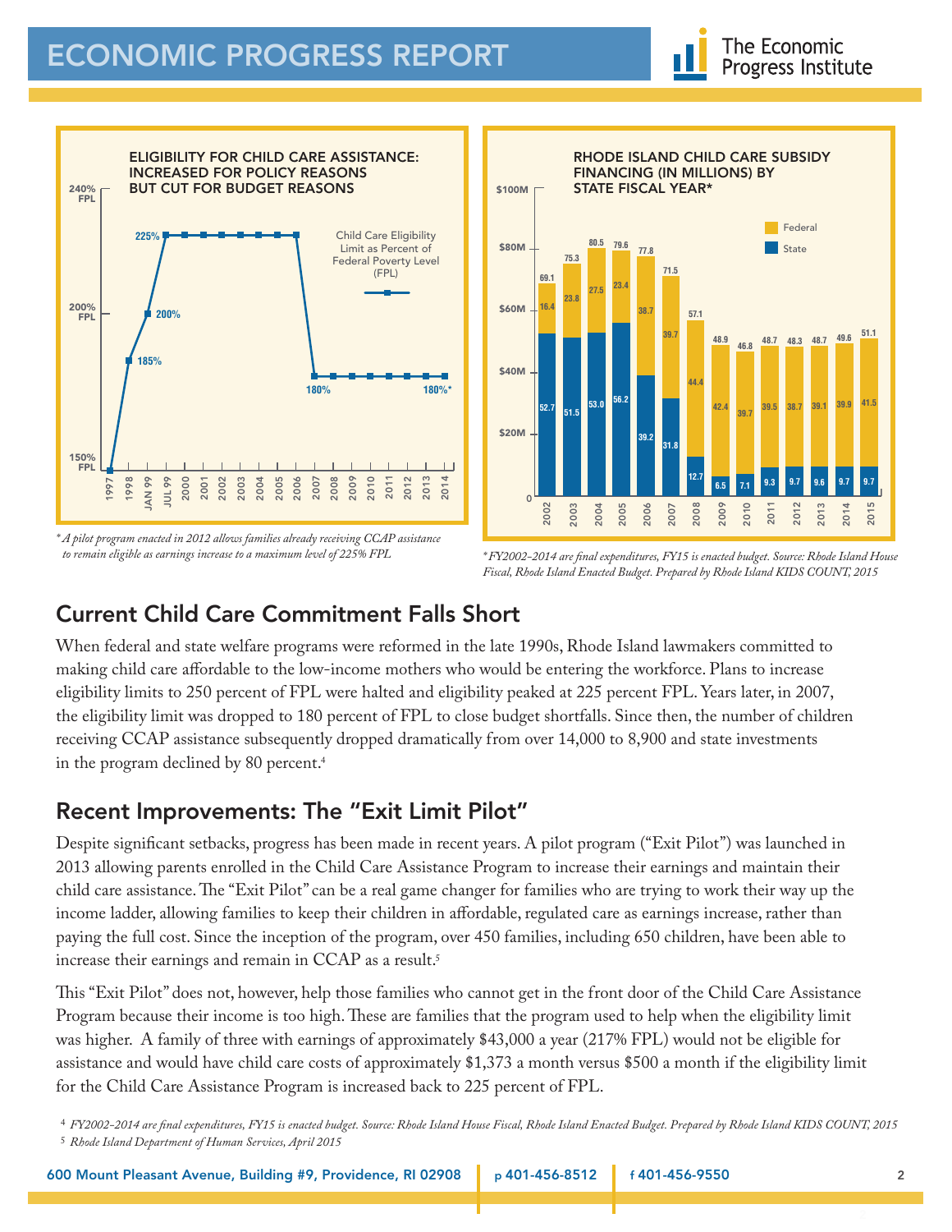**ELIGIBILITY FOR CHILD CARE ASSISTANCE: INCREASED FOR POLICY REASONS BUT CUT FOR BUDGET REASONS**

| Year | Child Care Eligibility Limit as Percent of Federal Poverty Level (FPL) |
|---|---|
| 1997 | 150% |
| 1998 | 185% |
| JAN 99 | 200% |
| JUL 99 | 225% |
| 2000 | 225% |
| 2001 | 225% |
| 2002 | 225% |
| 2003 | 225% |
| 2004 | 225% |
| 2005 | 225% |
| 2006 | 225% |
| 2007 | 180% |
| 2008 | 180% |
| 2009 | 180% |
| 2010 | 180% |
| 2011 | 180% |
| 2012 | 180% |
| 2013 | 180% |
| 2014 | 180%* |

*\* A pilot program enacted in 2012 allows families already receiving CCAP assistance to remain eligible as earnings increase to a maximum level of 225% FPL*

**RHODE ISLAND CHILD CARE SUBSIDY FINANCING (IN MILLIONS) BY STATE FISCAL YEAR***

| Year | Federal | State | Total |
|---|---|---|---|
| 2002 | 16.4 | 52.7 | 69.1 |
| 2003 | 23.8 | 51.5 | 75.3 |
| 2004 | 27.5 | 53.0 | 80.5 |
| 2005 | 23.4 | 56.2 | 79.6 |
| 2006 | 38.7 | 39.2 | 77.8 |
| 2007 | 39.7 | 31.8 | 71.5 |
| 2008 | 44.4 | 12.7 | 57.1 |
| 2009 | 42.4 | 6.5 | 48.9 |
| 2010 | 39.7 | 7.1 | 46.8 |
| 2011 | 39.5 | 9.3 | 48.7 |
| 2012 | 38.7 | 9.7 | 48.3 |
| 2013 | 39.1 | 9.6 | 48.7 |
| 2014 | 39.9 | 9.7 | 49.6 |
| 2015 | 41.5 | 9.7 | 51.1 |

*\* FY2002-2014 are final expenditures, FY15 is enacted budget. Source: Rhode Island House Fiscal, Rhode Island Enacted Budget. Prepared by Rhode Island KIDS COUNT, 2015*

## Current Child Care Commitment Falls Short

When federal and state welfare programs were reformed in the late 1990s, Rhode Island lawmakers committed to making child care affordable to the low-income mothers who would be entering the workforce. Plans to increase eligibility limits to 250 percent of FPL were halted and eligibility peaked at 225 percent FPL. Years later, in 2007, the eligibility limit was dropped to 180 percent of FPL to close budget shortfalls. Since then, the number of children receiving CCAP assistance subsequently dropped dramatically from over 14,000 to 8,900 and state investments in the program declined by 80 percent.[4]

## Recent Improvements: The "Exit Limit Pilot"

Despite significant setbacks, progress has been made in recent years. A pilot program ("Exit Pilot") was launched in 2013 allowing parents enrolled in the Child Care Assistance Program to increase their earnings and maintain their child care assistance. The "Exit Pilot" can be a real game changer for families who are trying to work their way up the income ladder, allowing families to keep their children in affordable, regulated care as earnings increase, rather than paying the full cost. Since the inception of the program, over 450 families, including 650 children, have been able to increase their earnings and remain in CCAP as a result.[5]

This "Exit Pilot" does not, however, help those families who cannot get in the front door of the Child Care Assistance Program because their income is too high. These are families that the program used to help when the eligibility limit was higher. A family of three with earnings of approximately $43,000 a year (217% FPL) would not be eligible for assistance and would have child care costs of approximately $1,373 a month versus $500 a month if the eligibility limit for the Child Care Assistance Program is increased back to 225 percent of FPL.

[4] *FY2002-2014 are final expenditures, FY15 is enacted budget. Source: Rhode Island House Fiscal, Rhode Island Enacted Budget. Prepared by Rhode Island KIDS COUNT, 2015*

[5] *Rhode Island Department of Human Services, April 2015*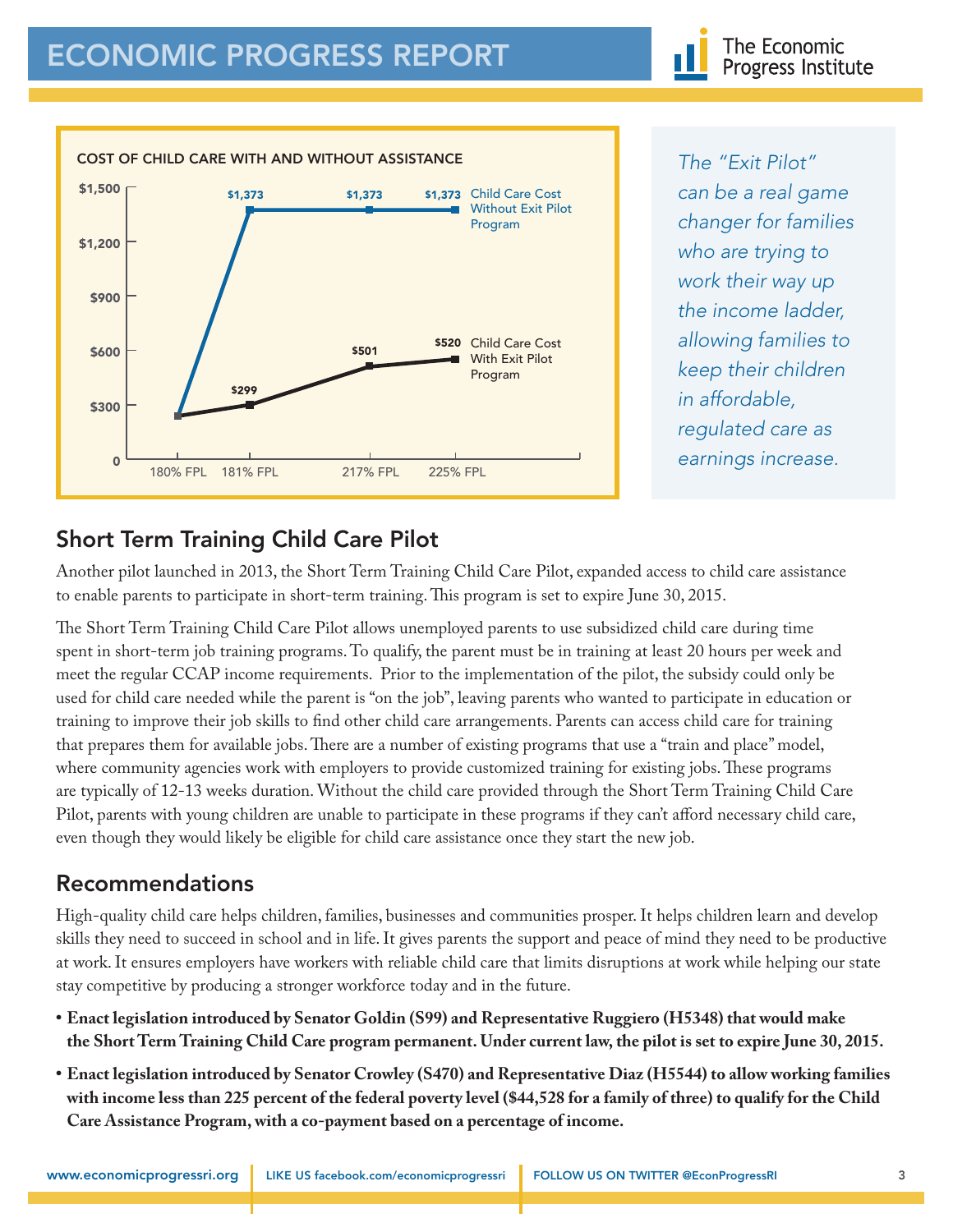COST OF CHILD CARE WITH AND WITHOUT ASSISTANCE

$1,500
$1,200
$900
$600
$300
0

180% FPL
181% FPL
217% FPL
225% FPL

$1,373
$1,373
$1,373
Child Care Cost Without Exit Pilot Program

$299
$501
$520
Child Care Cost With Exit Pilot Program

*The "Exit Pilot" can be a real game changer for families who are trying to work their way up the income ladder, allowing families to keep their children in affordable, regulated care as earnings increase.*

## Short Term Training Child Care Pilot

Another pilot launched in 2013, the Short Term Training Child Care Pilot, expanded access to child care assistance to enable parents to participate in short-term training. This program is set to expire June 30, 2015.

The Short Term Training Child Care Pilot allows unemployed parents to use subsidized child care during time spent in short-term job training programs. To qualify, the parent must be in training at least 20 hours per week and meet the regular CCAP income requirements. Prior to the implementation of the pilot, the subsidy could only be used for child care needed while the parent is "on the job", leaving parents who wanted to participate in education or training to improve their job skills to find other child care arrangements. Parents can access child care for training that prepares them for available jobs. There are a number of existing programs that use a "train and place" model, where community agencies work with employers to provide customized training for existing jobs. These programs are typically of 12-13 weeks duration. Without the child care provided through the Short Term Training Child Care Pilot, parents with young children are unable to participate in these programs if they can't afford necessary child care, even though they would likely be eligible for child care assistance once they start the new job.

## Recommendations

High-quality child care helps children, families, businesses and communities prosper. It helps children learn and develop skills they need to succeed in school and in life. It gives parents the support and peace of mind they need to be productive at work. It ensures employers have workers with reliable child care that limits disruptions at work while helping our state stay competitive by producing a stronger workforce today and in the future.

- **Enact legislation introduced by Senator Goldin (S99) and Representative Ruggiero (H5348) that would make the Short Term Training Child Care program permanent. Under current law, the pilot is set to expire June 30, 2015.**
- **Enact legislation introduced by Senator Crowley (S470) and Representative Diaz (H5544) to allow working families with income less than 225 percent of the federal poverty level ($44,528 for a family of three) to qualify for the Child Care Assistance Program, with a co-payment based on a percentage of income.**